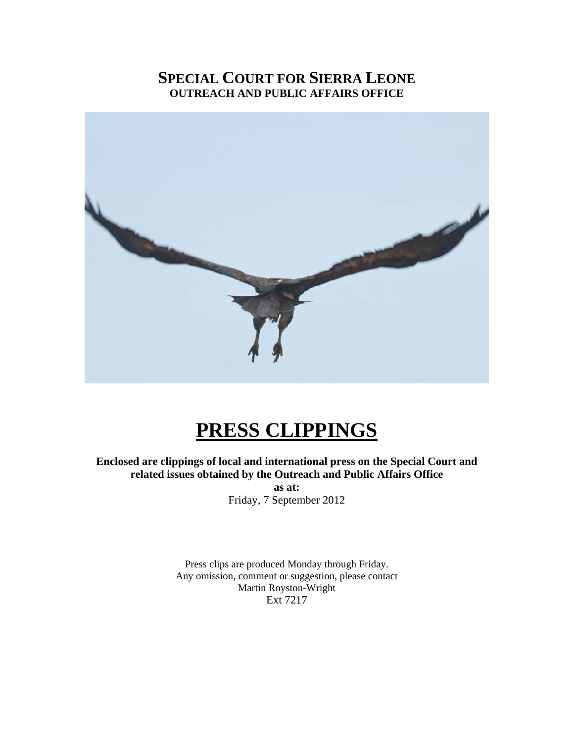# SPECIAL COURT FOR SIERRA LEONE

**OUTREACH AND PUBLIC AFFAIRS OFFICE**

# PRESS CLIPPINGS

**Enclosed are clippings of local and international press on the Special Court and related issues obtained by the Outreach and Public Affairs Office**

**as at:**

Friday, 7 September 2012

Press clips are produced Monday through Friday.
Any omission, comment or suggestion, please contact
Martin Royston-Wright
Ext 7217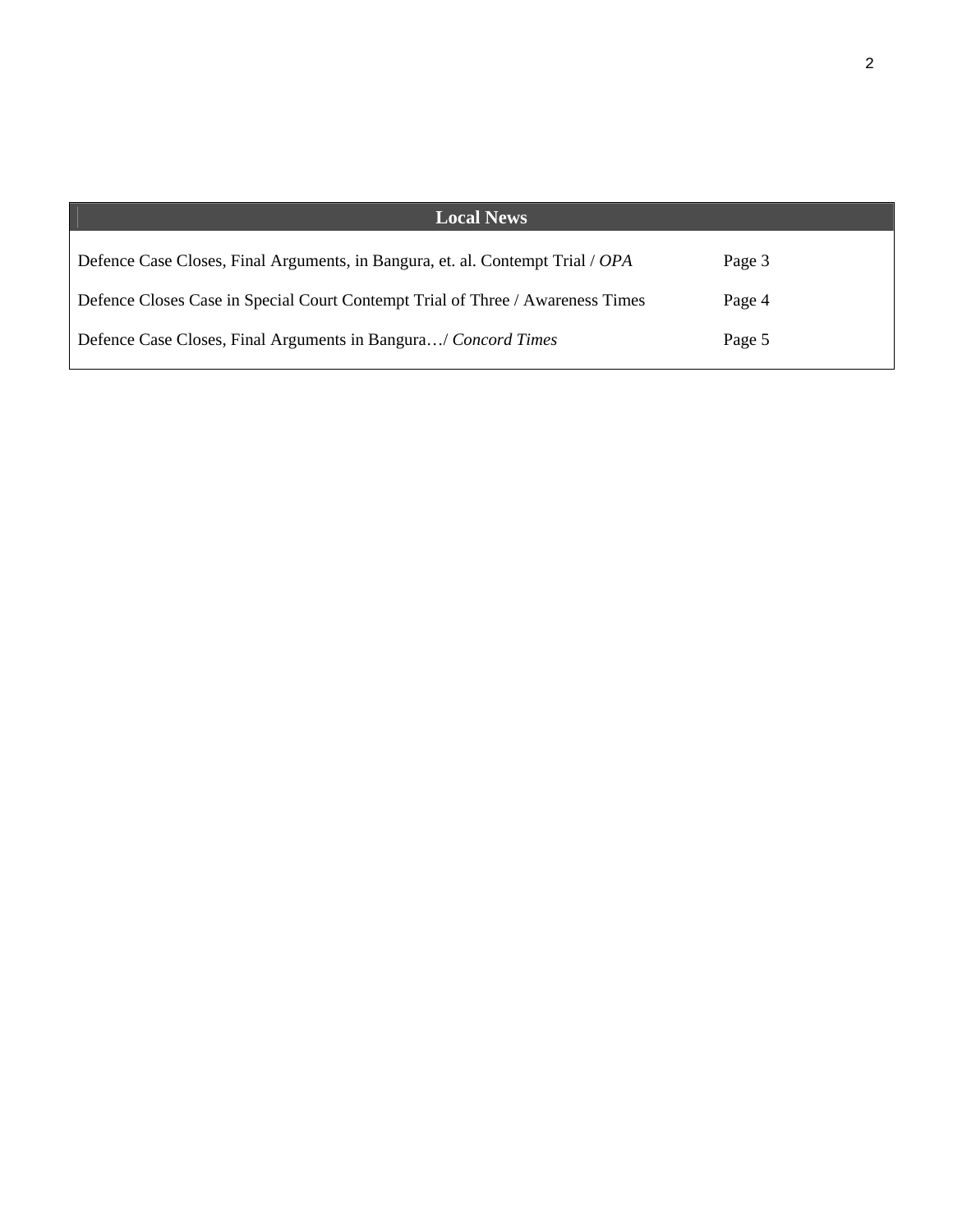| Local News | |
|---|---|
| Defence Case Closes, Final Arguments, in Bangura, et. al. Contempt Trial / *OPA* | Page 3 |
| Defence Closes Case in Special Court Contempt Trial of Three / Awareness Times | Page 4 |
| Defence Case Closes, Final Arguments in Bangura…/ *Concord Times* | Page 5 |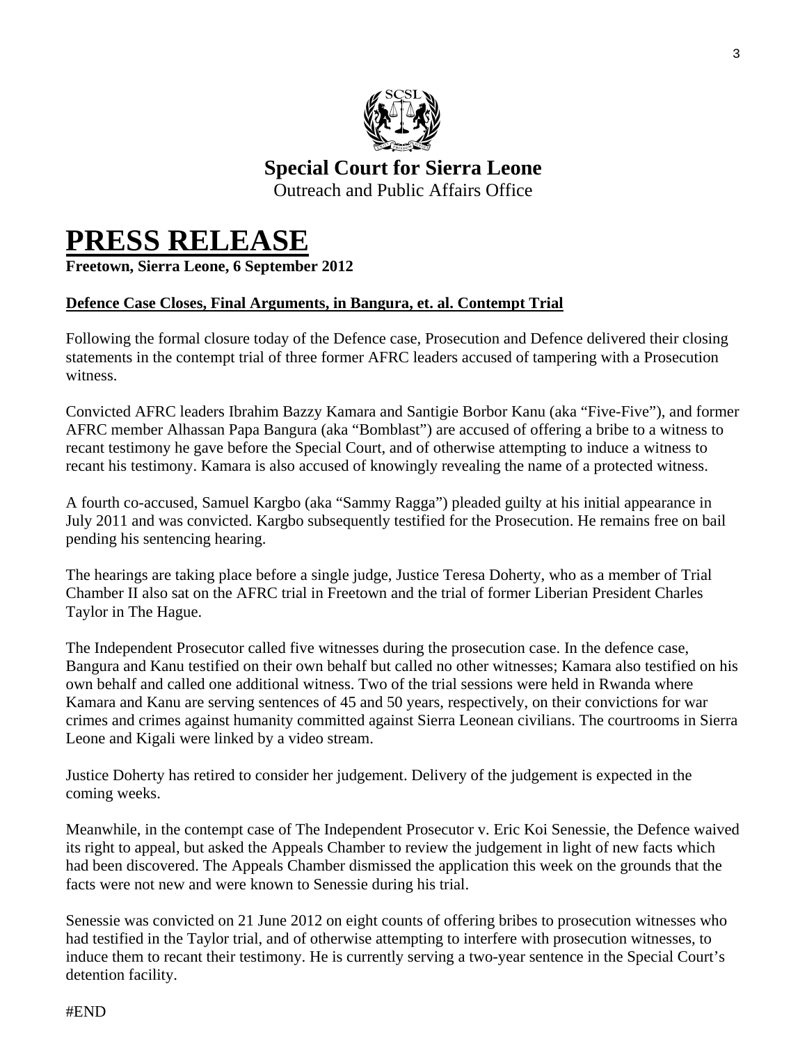**Special Court for Sierra Leone**
Outreach and Public Affairs Office

# PRESS RELEASE

**Freetown, Sierra Leone, 6 September 2012**

**Defence Case Closes, Final Arguments, in Bangura, et. al. Contempt Trial**

Following the formal closure today of the Defence case, Prosecution and Defence delivered their closing statements in the contempt trial of three former AFRC leaders accused of tampering with a Prosecution witness.

Convicted AFRC leaders Ibrahim Bazzy Kamara and Santigie Borbor Kanu (aka "Five-Five"), and former AFRC member Alhassan Papa Bangura (aka "Bomblast") are accused of offering a bribe to a witness to recant testimony he gave before the Special Court, and of otherwise attempting to induce a witness to recant his testimony. Kamara is also accused of knowingly revealing the name of a protected witness.

A fourth co-accused, Samuel Kargbo (aka "Sammy Ragga") pleaded guilty at his initial appearance in July 2011 and was convicted. Kargbo subsequently testified for the Prosecution. He remains free on bail pending his sentencing hearing.

The hearings are taking place before a single judge, Justice Teresa Doherty, who as a member of Trial Chamber II also sat on the AFRC trial in Freetown and the trial of former Liberian President Charles Taylor in The Hague.

The Independent Prosecutor called five witnesses during the prosecution case. In the defence case, Bangura and Kanu testified on their own behalf but called no other witnesses; Kamara also testified on his own behalf and called one additional witness. Two of the trial sessions were held in Rwanda where Kamara and Kanu are serving sentences of 45 and 50 years, respectively, on their convictions for war crimes and crimes against humanity committed against Sierra Leonean civilians. The courtrooms in Sierra Leone and Kigali were linked by a video stream.

Justice Doherty has retired to consider her judgement. Delivery of the judgement is expected in the coming weeks.

Meanwhile, in the contempt case of The Independent Prosecutor v. Eric Koi Senessie, the Defence waived its right to appeal, but asked the Appeals Chamber to review the judgement in light of new facts which had been discovered. The Appeals Chamber dismissed the application this week on the grounds that the facts were not new and were known to Senessie during his trial.

Senessie was convicted on 21 June 2012 on eight counts of offering bribes to prosecution witnesses who had testified in the Taylor trial, and of otherwise attempting to interfere with prosecution witnesses, to induce them to recant their testimony. He is currently serving a two-year sentence in the Special Court's detention facility.

#END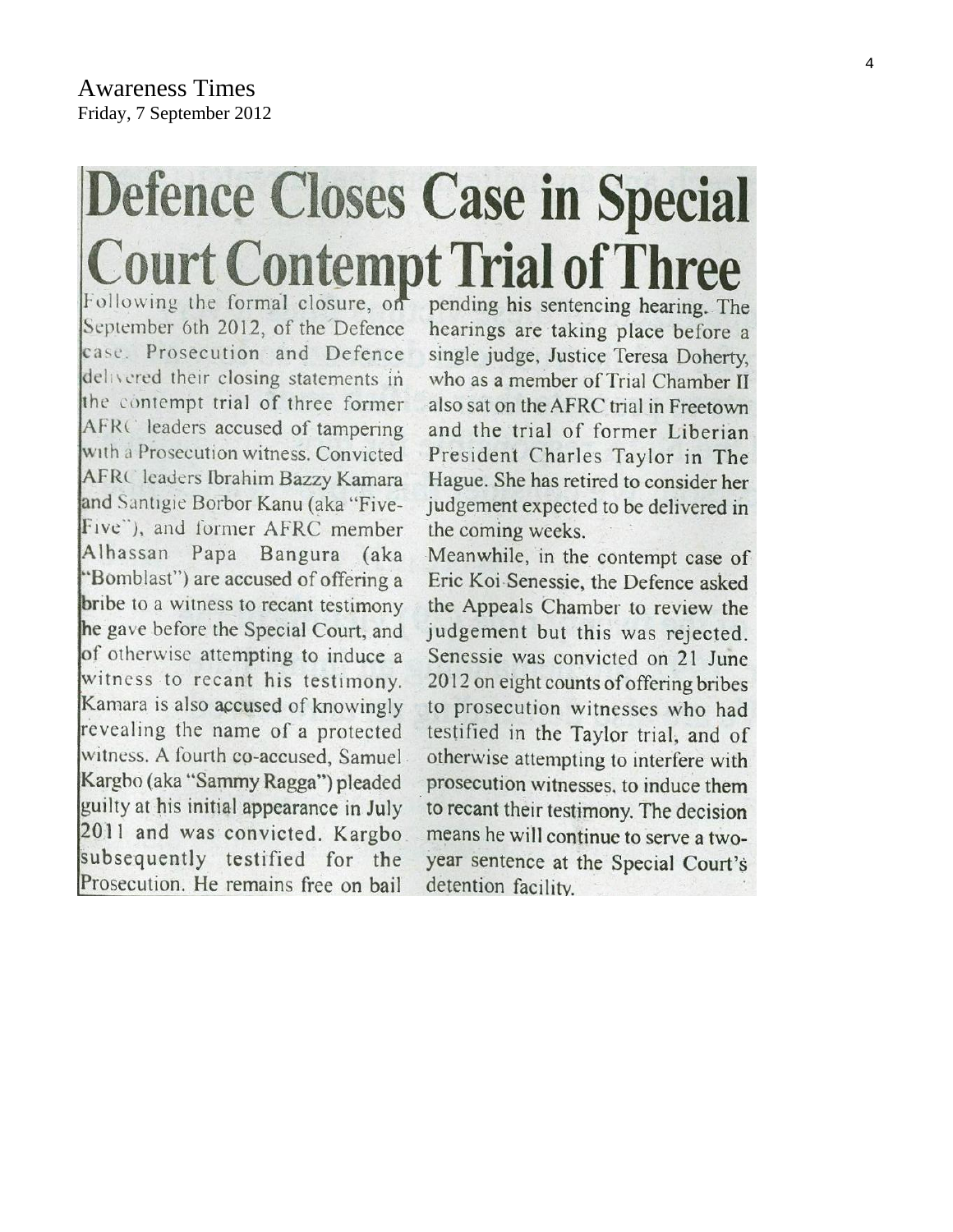Awareness Times
Friday, 7 September 2012

# Defence Closes Case in Special Court Contempt Trial of Three

Following the formal closure, on September 6th 2012, of the Defence case, Prosecution and Defence delivered their closing statements in the contempt trial of three former AFRC leaders accused of tampering with a Prosecution witness. Convicted AFRC leaders Ibrahim Bazzy Kamara and Santigie Borbor Kanu (aka "Five-Five"), and former AFRC member Alhassan Papa Bangura (aka "Bomblast") are accused of offering a bribe to a witness to recant testimony he gave before the Special Court, and of otherwise attempting to induce a witness to recant his testimony. Kamara is also accused of knowingly revealing the name of a protected witness. A fourth co-accused, Samuel Kargbo (aka "Sammy Ragga") pleaded guilty at his initial appearance in July 2011 and was convicted. Kargbo subsequently testified for the Prosecution. He remains free on bail pending his sentencing hearing. The hearings are taking place before a single judge, Justice Teresa Doherty, who as a member of Trial Chamber II also sat on the AFRC trial in Freetown and the trial of former Liberian President Charles Taylor in The Hague. She has retired to consider her judgement expected to be delivered in the coming weeks.

Meanwhile, in the contempt case of Eric Koi Senessie, the Defence asked the Appeals Chamber to review the judgement but this was rejected. Senessie was convicted on 21 June 2012 on eight counts of offering bribes to prosecution witnesses who had testified in the Taylor trial, and of otherwise attempting to interfere with prosecution witnesses, to induce them to recant their testimony. The decision means he will continue to serve a two-year sentence at the Special Court's detention facility.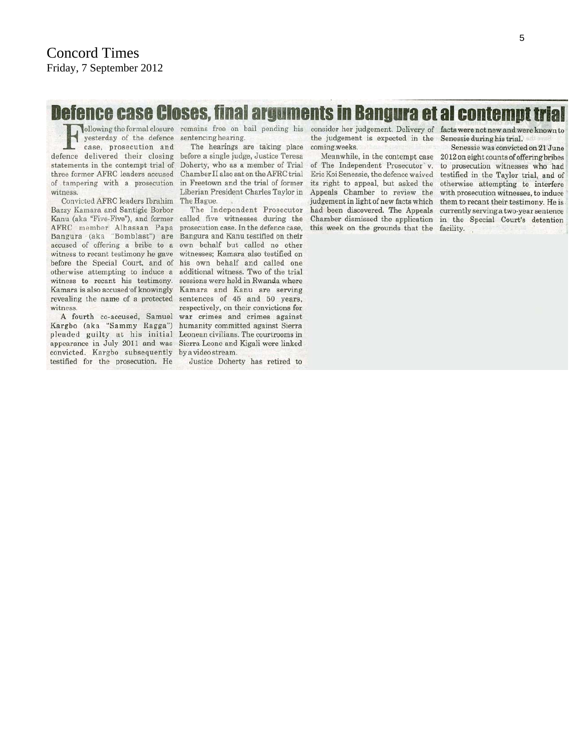Concord Times
Friday, 7 September 2012

# Defence case Closes, final arguments in Bangura et al contempt trial

Following the formal closure yesterday of the defence case, prosecution and defence delivered their closing statements in the contempt trial of three former AFRC leaders accused of tampering with a prosecution witness.

Convicted AFRC leaders Ibrahim Bazzy Kamara and Santigie Borbor Kanu (aka "Five-Five"), and former AFRC member Alhassan Papa Bangura (aka "Bomblast") are accused of offering a bribe to a witness to recant testimony he gave before the Special Court, and of otherwise attempting to induce a witness to recant his testimony. Kamara is also accused of knowingly revealing the name of a protected witness.

A fourth co-accused, Samuel Kargbo (aka "Sammy Ragga") pleaded guilty at his initial appearance in July 2011 and was convicted. Kargbo subsequently testified for the prosecution. He remains free on bail pending his sentencing hearing.

The hearings are taking place before a single judge, Justice Teresa Doherty, who as a member of Trial Chamber II also sat on the AFRC trial in Freetown and the trial of former Liberian President Charles Taylor in The Hague.

The Independent Prosecutor called five witnesses during the prosecution case. In the defence case, Bangura and Kanu testified on their own behalf but called no other witnesses; Kamara also testified on his own behalf and called one additional witness. Two of the trial sessions were held in Rwanda where Kamara and Kanu are serving sentences of 45 and 50 years, respectively, on their convictions for war crimes and crimes against humanity committed against Sierra Leonean civilians. The courtrooms in Sierra Leone and Kigali were linked by a video stream.

Justice Doherty has retired to consider her judgement. Delivery of the judgement is expected in the coming weeks.

Meanwhile, in the contempt case of The Independent Prosecutor v. Eric Koi Senessie, the defence waived its right to appeal, but asked the Appeals Chamber to review the judgement in light of new facts which had been discovered. The Appeals Chamber dismissed the application this week on the grounds that the facts were not new and were known to Senessie during his trial.

Senessie was convicted on 21 June 2012 on eight counts of offering bribes to prosecution witnesses who had testified in the Taylor trial, and of otherwise attempting to interfere with prosecution witnesses, to induce them to recant their testimony. He is currently serving a two-year sentence in the Special Court's detention facility.